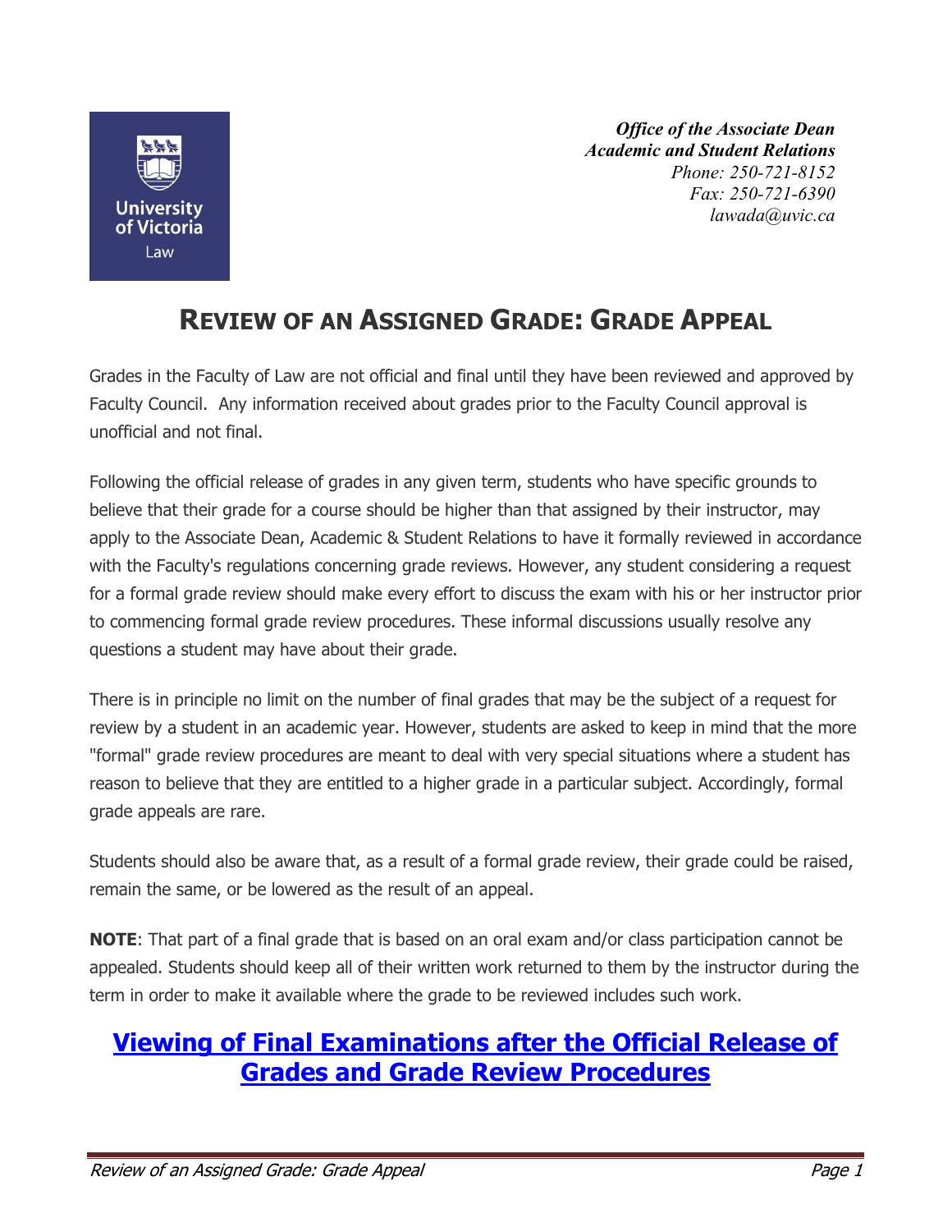***Office of the Associate Dean***
***Academic and Student Relations***
*Phone: 250-721-8152*
*Fax: 250-721-6390*
*lawada@uvic.ca*

# REVIEW OF AN ASSIGNED GRADE: GRADE APPEAL

Grades in the Faculty of Law are not official and final until they have been reviewed and approved by Faculty Council. Any information received about grades prior to the Faculty Council approval is unofficial and not final.

Following the official release of grades in any given term, students who have specific grounds to believe that their grade for a course should be higher than that assigned by their instructor, may apply to the Associate Dean, Academic & Student Relations to have it formally reviewed in accordance with the Faculty's regulations concerning grade reviews. However, any student considering a request for a formal grade review should make every effort to discuss the exam with his or her instructor prior to commencing formal grade review procedures. These informal discussions usually resolve any questions a student may have about their grade.

There is in principle no limit on the number of final grades that may be the subject of a request for review by a student in an academic year. However, students are asked to keep in mind that the more "formal" grade review procedures are meant to deal with very special situations where a student has reason to believe that they are entitled to a higher grade in a particular subject. Accordingly, formal grade appeals are rare.

Students should also be aware that, as a result of a formal grade review, their grade could be raised, remain the same, or be lowered as the result of an appeal.

**NOTE**: That part of a final grade that is based on an oral exam and/or class participation cannot be appealed. Students should keep all of their written work returned to them by the instructor during the term in order to make it available where the grade to be reviewed includes such work.

## Viewing of Final Examinations after the Official Release of Grades and Grade Review Procedures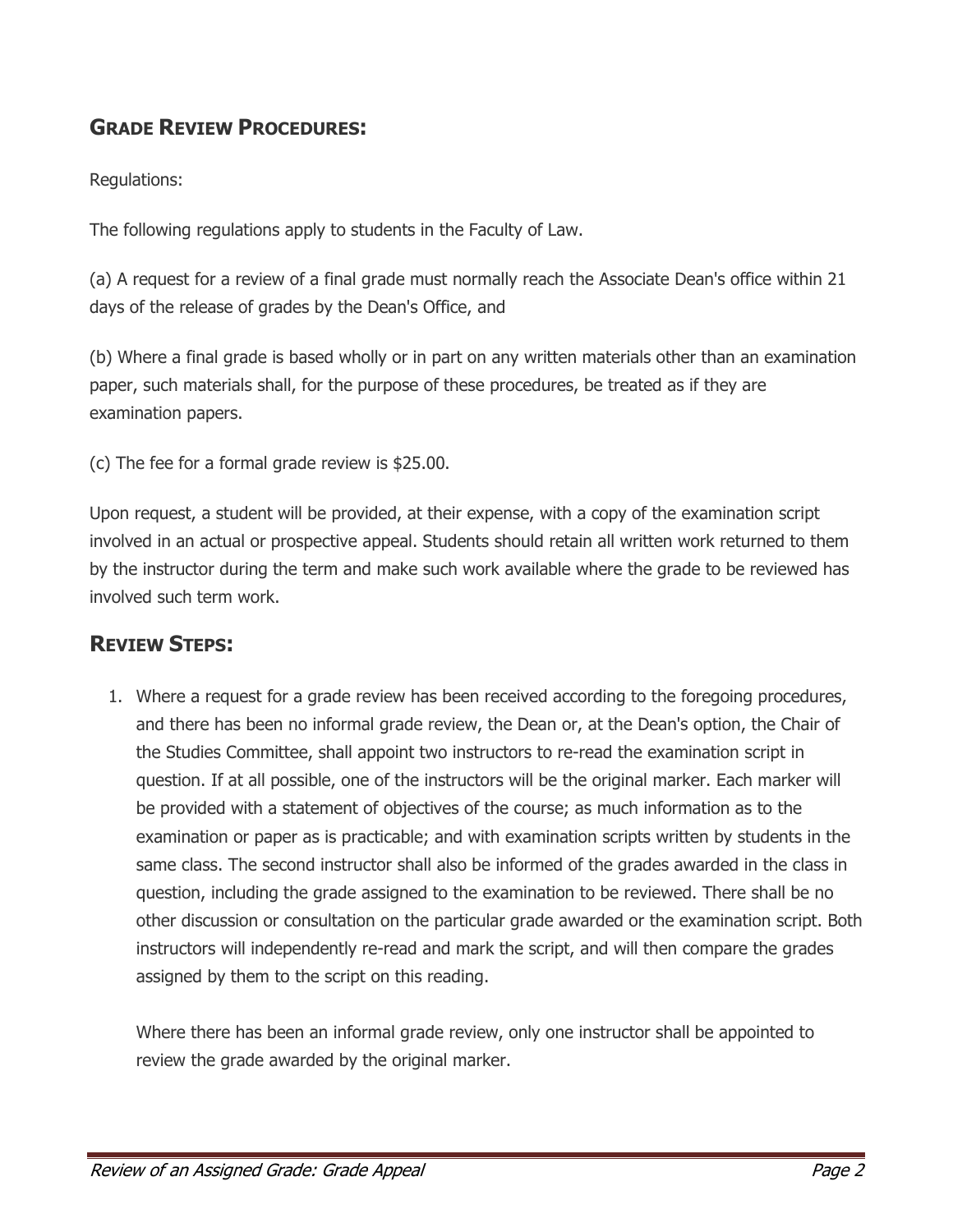## Grade Review Procedures:

Regulations:

The following regulations apply to students in the Faculty of Law.

(a) A request for a review of a final grade must normally reach the Associate Dean's office within 21 days of the release of grades by the Dean's Office, and

(b) Where a final grade is based wholly or in part on any written materials other than an examination paper, such materials shall, for the purpose of these procedures, be treated as if they are examination papers.

(c) The fee for a formal grade review is $25.00.

Upon request, a student will be provided, at their expense, with a copy of the examination script involved in an actual or prospective appeal. Students should retain all written work returned to them by the instructor during the term and make such work available where the grade to be reviewed has involved such term work.

## Review Steps:

1. Where a request for a grade review has been received according to the foregoing procedures, and there has been no informal grade review, the Dean or, at the Dean's option, the Chair of the Studies Committee, shall appoint two instructors to re-read the examination script in question. If at all possible, one of the instructors will be the original marker. Each marker will be provided with a statement of objectives of the course; as much information as to the examination or paper as is practicable; and with examination scripts written by students in the same class. The second instructor shall also be informed of the grades awarded in the class in question, including the grade assigned to the examination to be reviewed. There shall be no other discussion or consultation on the particular grade awarded or the examination script. Both instructors will independently re-read and mark the script, and will then compare the grades assigned by them to the script on this reading.

   Where there has been an informal grade review, only one instructor shall be appointed to review the grade awarded by the original marker.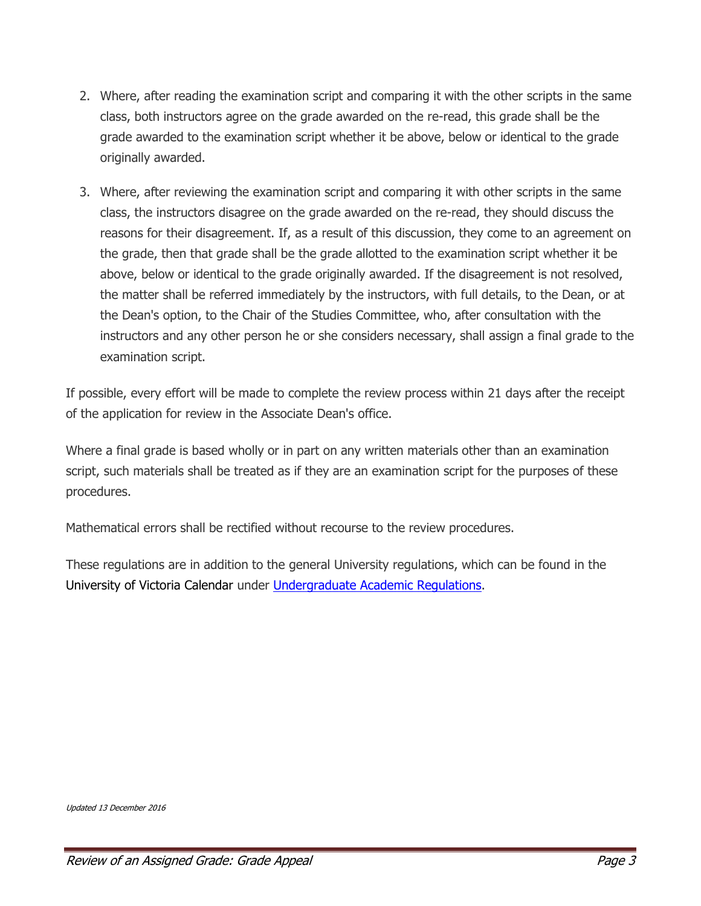2. Where, after reading the examination script and comparing it with the other scripts in the same class, both instructors agree on the grade awarded on the re-read, this grade shall be the grade awarded to the examination script whether it be above, below or identical to the grade originally awarded.

3. Where, after reviewing the examination script and comparing it with other scripts in the same class, the instructors disagree on the grade awarded on the re-read, they should discuss the reasons for their disagreement. If, as a result of this discussion, they come to an agreement on the grade, then that grade shall be the grade allotted to the examination script whether it be above, below or identical to the grade originally awarded. If the disagreement is not resolved, the matter shall be referred immediately by the instructors, with full details, to the Dean, or at the Dean's option, to the Chair of the Studies Committee, who, after consultation with the instructors and any other person he or she considers necessary, shall assign a final grade to the examination script.

If possible, every effort will be made to complete the review process within 21 days after the receipt of the application for review in the Associate Dean's office.

Where a final grade is based wholly or in part on any written materials other than an examination script, such materials shall be treated as if they are an examination script for the purposes of these procedures.

Mathematical errors shall be rectified without recourse to the review procedures.

These regulations are in addition to the general University regulations, which can be found in the University of Victoria Calendar under [Undergraduate Academic Regulations](#).

*Updated 13 December 2016*